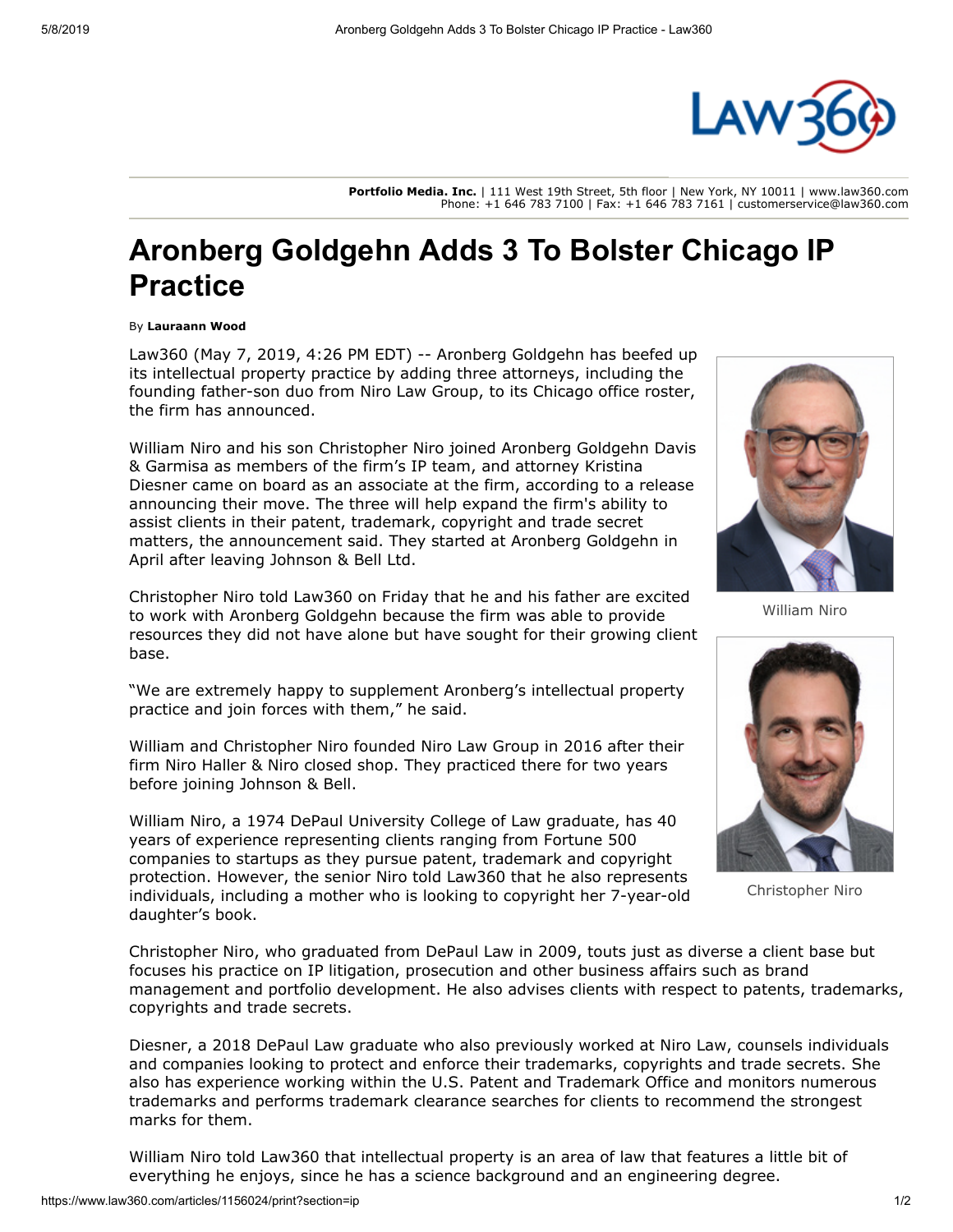Portfolio Media. Inc. | 111 West 19th Street, 5th floor | New York, NY 10011 | www.law360.com
Phone: +1 646 783 7100 | Fax: +1 646 783 7161 | customerservice@law360.com

# Aronberg Goldgehn Adds 3 To Bolster Chicago IP Practice

By **Lauraann Wood**

Law360 (May 7, 2019, 4:26 PM EDT) -- Aronberg Goldgehn has beefed up its intellectual property practice by adding three attorneys, including the founding father-son duo from Niro Law Group, to its Chicago office roster, the firm has announced.

William Niro and his son Christopher Niro joined Aronberg Goldgehn Davis & Garmisa as members of the firm's IP team, and attorney Kristina Diesner came on board as an associate at the firm, according to a release announcing their move. The three will help expand the firm's ability to assist clients in their patent, trademark, copyright and trade secret matters, the announcement said. They started at Aronberg Goldgehn in April after leaving Johnson & Bell Ltd.

William Niro

Christopher Niro

Christopher Niro told Law360 on Friday that he and his father are excited to work with Aronberg Goldgehn because the firm was able to provide resources they did not have alone but have sought for their growing client base.

"We are extremely happy to supplement Aronberg's intellectual property practice and join forces with them," he said.

William and Christopher Niro founded Niro Law Group in 2016 after their firm Niro Haller & Niro closed shop. They practiced there for two years before joining Johnson & Bell.

William Niro, a 1974 DePaul University College of Law graduate, has 40 years of experience representing clients ranging from Fortune 500 companies to startups as they pursue patent, trademark and copyright protection. However, the senior Niro told Law360 that he also represents individuals, including a mother who is looking to copyright her 7-year-old daughter's book.

Christopher Niro, who graduated from DePaul Law in 2009, touts just as diverse a client base but focuses his practice on IP litigation, prosecution and other business affairs such as brand management and portfolio development. He also advises clients with respect to patents, trademarks, copyrights and trade secrets.

Diesner, a 2018 DePaul Law graduate who also previously worked at Niro Law, counsels individuals and companies looking to protect and enforce their trademarks, copyrights and trade secrets. She also has experience working within the U.S. Patent and Trademark Office and monitors numerous trademarks and performs trademark clearance searches for clients to recommend the strongest marks for them.

William Niro told Law360 that intellectual property is an area of law that features a little bit of everything he enjoys, since he has a science background and an engineering degree.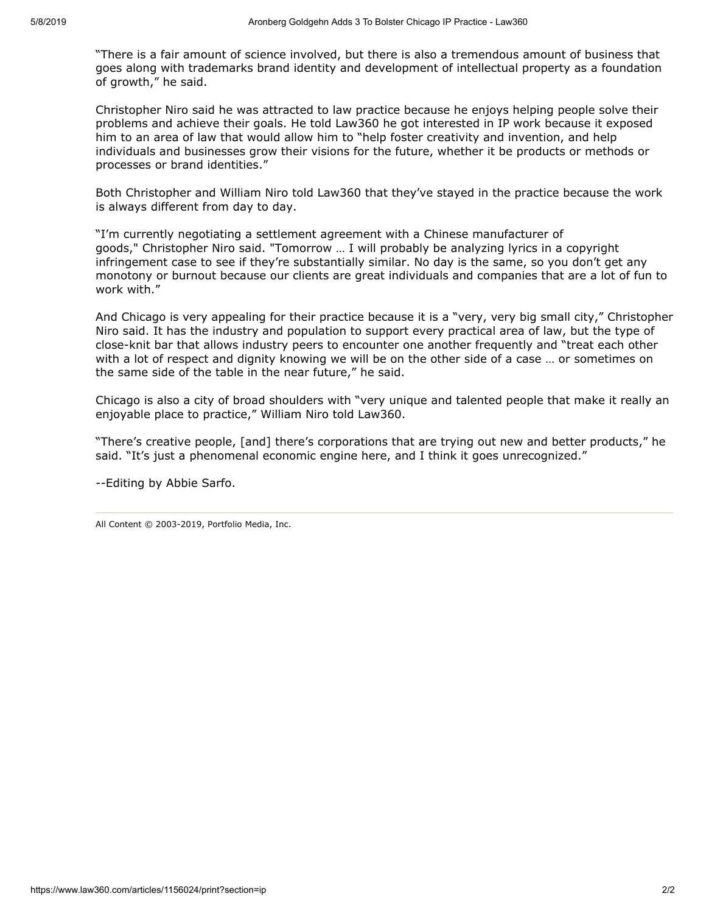"There is a fair amount of science involved, but there is also a tremendous amount of business that goes along with trademarks brand identity and development of intellectual property as a foundation of growth," he said.

Christopher Niro said he was attracted to law practice because he enjoys helping people solve their problems and achieve their goals. He told Law360 he got interested in IP work because it exposed him to an area of law that would allow him to "help foster creativity and invention, and help individuals and businesses grow their visions for the future, whether it be products or methods or processes or brand identities."

Both Christopher and William Niro told Law360 that they've stayed in the practice because the work is always different from day to day.

"I'm currently negotiating a settlement agreement with a Chinese manufacturer of goods," Christopher Niro said. "Tomorrow … I will probably be analyzing lyrics in a copyright infringement case to see if they're substantially similar. No day is the same, so you don't get any monotony or burnout because our clients are great individuals and companies that are a lot of fun to work with."

And Chicago is very appealing for their practice because it is a "very, very big small city," Christopher Niro said. It has the industry and population to support every practical area of law, but the type of close-knit bar that allows industry peers to encounter one another frequently and "treat each other with a lot of respect and dignity knowing we will be on the other side of a case … or sometimes on the same side of the table in the near future," he said.

Chicago is also a city of broad shoulders with "very unique and talented people that make it really an enjoyable place to practice," William Niro told Law360.

"There's creative people, [and] there's corporations that are trying out new and better products," he said. "It's just a phenomenal economic engine here, and I think it goes unrecognized."

--Editing by Abbie Sarfo.

---

All Content © 2003-2019, Portfolio Media, Inc.